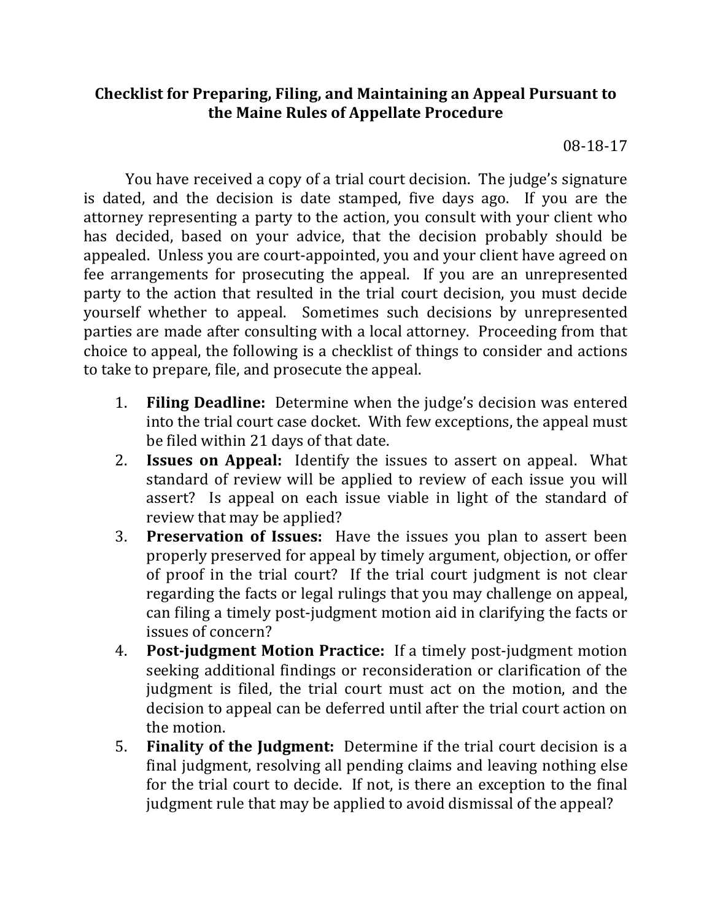# Checklist for Preparing, Filing, and Maintaining an Appeal Pursuant to the Maine Rules of Appellate Procedure

08-18-17

You have received a copy of a trial court decision. The judge's signature is dated, and the decision is date stamped, five days ago. If you are the attorney representing a party to the action, you consult with your client who has decided, based on your advice, that the decision probably should be appealed. Unless you are court-appointed, you and your client have agreed on fee arrangements for prosecuting the appeal. If you are an unrepresented party to the action that resulted in the trial court decision, you must decide yourself whether to appeal. Sometimes such decisions by unrepresented parties are made after consulting with a local attorney. Proceeding from that choice to appeal, the following is a checklist of things to consider and actions to take to prepare, file, and prosecute the appeal.

1. **Filing Deadline:** Determine when the judge's decision was entered into the trial court case docket. With few exceptions, the appeal must be filed within 21 days of that date.
2. **Issues on Appeal:** Identify the issues to assert on appeal. What standard of review will be applied to review of each issue you will assert? Is appeal on each issue viable in light of the standard of review that may be applied?
3. **Preservation of Issues:** Have the issues you plan to assert been properly preserved for appeal by timely argument, objection, or offer of proof in the trial court? If the trial court judgment is not clear regarding the facts or legal rulings that you may challenge on appeal, can filing a timely post-judgment motion aid in clarifying the facts or issues of concern?
4. **Post-judgment Motion Practice:** If a timely post-judgment motion seeking additional findings or reconsideration or clarification of the judgment is filed, the trial court must act on the motion, and the decision to appeal can be deferred until after the trial court action on the motion.
5. **Finality of the Judgment:** Determine if the trial court decision is a final judgment, resolving all pending claims and leaving nothing else for the trial court to decide. If not, is there an exception to the final judgment rule that may be applied to avoid dismissal of the appeal?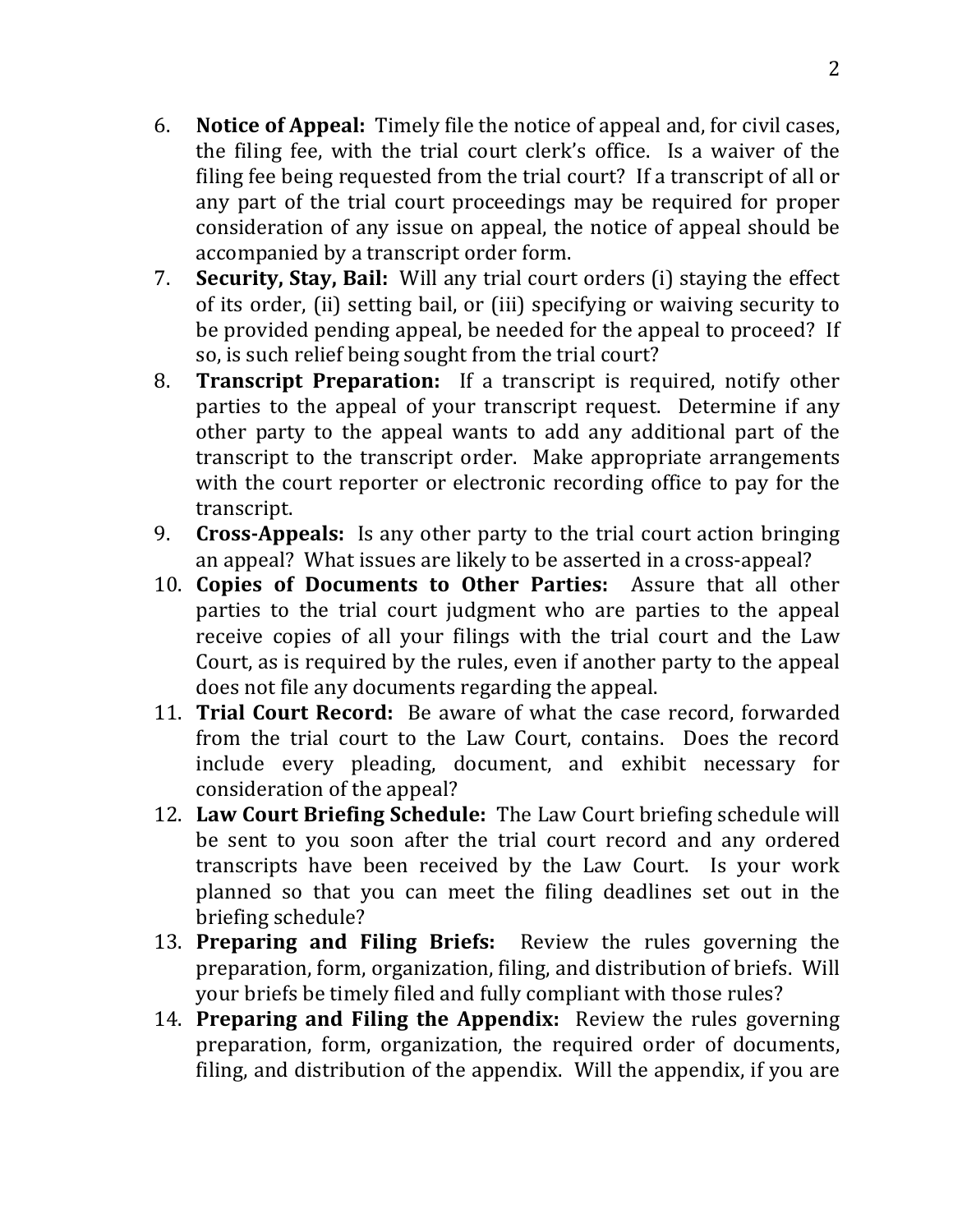6. **Notice of Appeal:** Timely file the notice of appeal and, for civil cases, the filing fee, with the trial court clerk's office. Is a waiver of the filing fee being requested from the trial court? If a transcript of all or any part of the trial court proceedings may be required for proper consideration of any issue on appeal, the notice of appeal should be accompanied by a transcript order form.
7. **Security, Stay, Bail:** Will any trial court orders (i) staying the effect of its order, (ii) setting bail, or (iii) specifying or waiving security to be provided pending appeal, be needed for the appeal to proceed? If so, is such relief being sought from the trial court?
8. **Transcript Preparation:** If a transcript is required, notify other parties to the appeal of your transcript request. Determine if any other party to the appeal wants to add any additional part of the transcript to the transcript order. Make appropriate arrangements with the court reporter or electronic recording office to pay for the transcript.
9. **Cross-Appeals:** Is any other party to the trial court action bringing an appeal? What issues are likely to be asserted in a cross-appeal?
10. **Copies of Documents to Other Parties:** Assure that all other parties to the trial court judgment who are parties to the appeal receive copies of all your filings with the trial court and the Law Court, as is required by the rules, even if another party to the appeal does not file any documents regarding the appeal.
11. **Trial Court Record:** Be aware of what the case record, forwarded from the trial court to the Law Court, contains. Does the record include every pleading, document, and exhibit necessary for consideration of the appeal?
12. **Law Court Briefing Schedule:** The Law Court briefing schedule will be sent to you soon after the trial court record and any ordered transcripts have been received by the Law Court. Is your work planned so that you can meet the filing deadlines set out in the briefing schedule?
13. **Preparing and Filing Briefs:** Review the rules governing the preparation, form, organization, filing, and distribution of briefs. Will your briefs be timely filed and fully compliant with those rules?
14. **Preparing and Filing the Appendix:** Review the rules governing preparation, form, organization, the required order of documents, filing, and distribution of the appendix. Will the appendix, if you are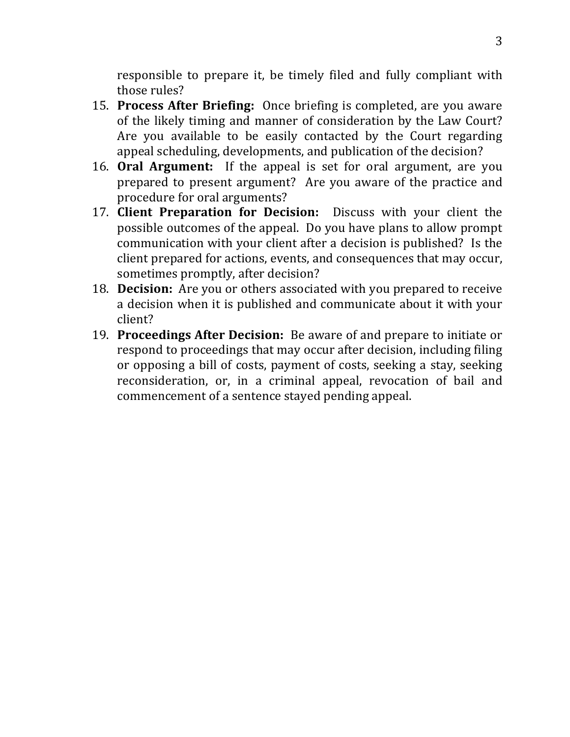responsible to prepare it, be timely filed and fully compliant with those rules?

15. **Process After Briefing:** Once briefing is completed, are you aware of the likely timing and manner of consideration by the Law Court? Are you available to be easily contacted by the Court regarding appeal scheduling, developments, and publication of the decision?
16. **Oral Argument:** If the appeal is set for oral argument, are you prepared to present argument? Are you aware of the practice and procedure for oral arguments?
17. **Client Preparation for Decision:** Discuss with your client the possible outcomes of the appeal. Do you have plans to allow prompt communication with your client after a decision is published? Is the client prepared for actions, events, and consequences that may occur, sometimes promptly, after decision?
18. **Decision:** Are you or others associated with you prepared to receive a decision when it is published and communicate about it with your client?
19. **Proceedings After Decision:** Be aware of and prepare to initiate or respond to proceedings that may occur after decision, including filing or opposing a bill of costs, payment of costs, seeking a stay, seeking reconsideration, or, in a criminal appeal, revocation of bail and commencement of a sentence stayed pending appeal.